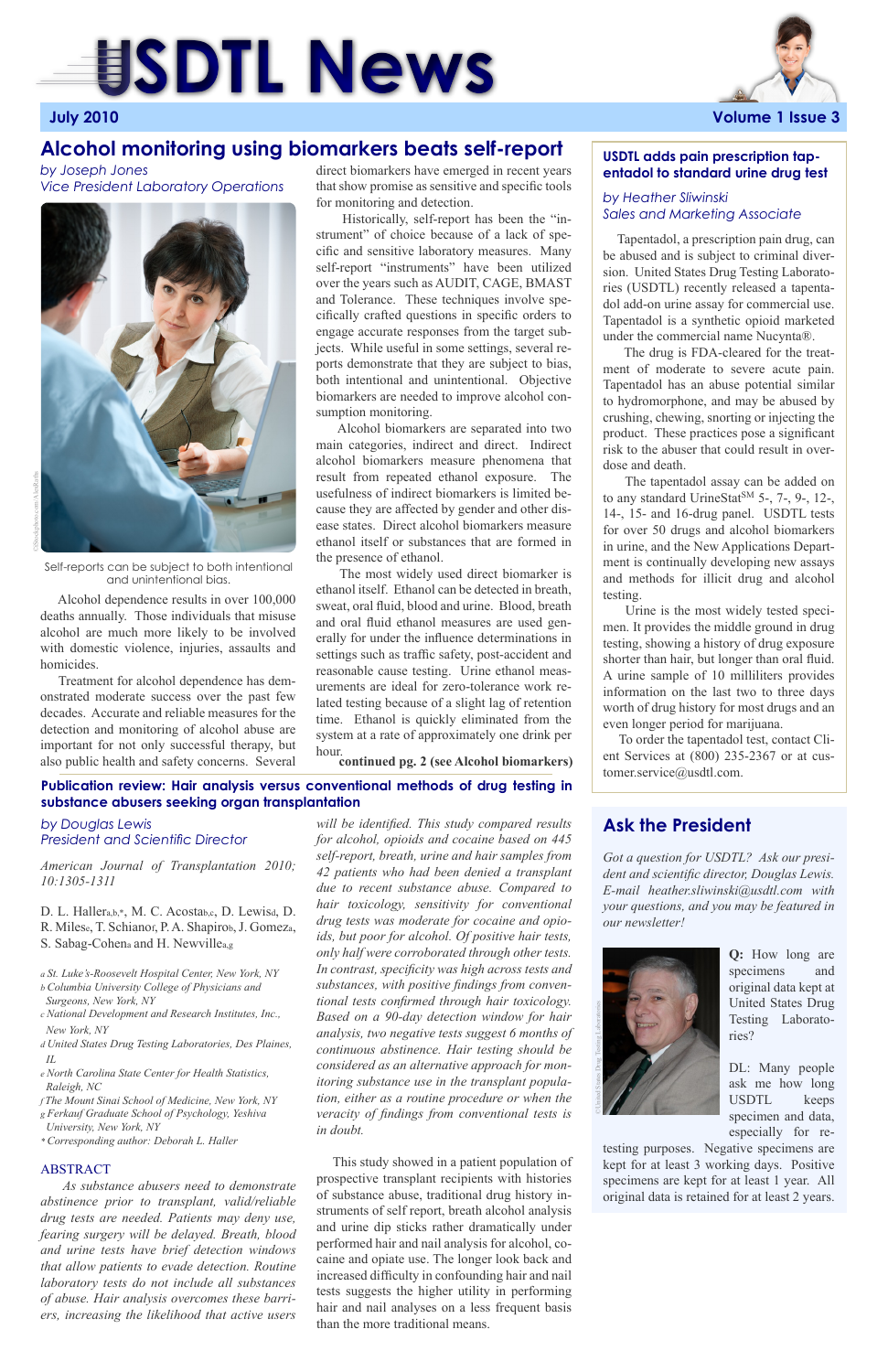# USDTL News

July 2010 Volume 1 Issue 3

## Alcohol monitoring using biomarkers beats self-report

*by Joseph Jones*
*Vice President Laboratory Operations*

Self-reports can be subject to both intentional and unintentional bias.

Alcohol dependence results in over 100,000 deaths annually. Those individuals that misuse alcohol are much more likely to be involved with domestic violence, injuries, assaults and homicides.

Treatment for alcohol dependence has demonstrated moderate success over the past few decades. Accurate and reliable measures for the detection and monitoring of alcohol abuse are important for not only successful therapy, but also public health and safety concerns. Several direct biomarkers have emerged in recent years that show promise as sensitive and specific tools for monitoring and detection.

Historically, self-report has been the "instrument" of choice because of a lack of specific and sensitive laboratory measures. Many self-report "instruments" have been utilized over the years such as AUDIT, CAGE, BMAST and Tolerance. These techniques involve specifically crafted questions in specific orders to engage accurate responses from the target subjects. While useful in some settings, several reports demonstrate that they are subject to bias, both intentional and unintentional. Objective biomarkers are needed to improve alcohol consumption monitoring.

Alcohol biomarkers are separated into two main categories, indirect and direct. Indirect alcohol biomarkers measure phenomena that result from repeated ethanol exposure. The usefulness of indirect biomarkers is limited because they are affected by gender and other disease states. Direct alcohol biomarkers measure ethanol itself or substances that are formed in the presence of ethanol.

The most widely used direct biomarker is ethanol itself. Ethanol can be detected in breath, sweat, oral fluid, blood and urine. Blood, breath and oral fluid ethanol measures are used generally for under the influence determinations in settings such as traffic safety, post-accident and reasonable cause testing. Urine ethanol measurements are ideal for zero-tolerance work related testing because of a slight lag of retention time. Ethanol is quickly eliminated from the system at a rate of approximately one drink per hour.

**continued pg. 2 (see Alcohol biomarkers)**

## USDTL adds pain prescription tapentadol to standard urine drug test

*by Heather Sliwinski*
*Sales and Marketing Associate*

Tapentadol, a prescription pain drug, can be abused and is subject to criminal diversion. United States Drug Testing Laboratories (USDTL) recently released a tapentadol add-on urine assay for commercial use. Tapentadol is a synthetic opioid marketed under the commercial name Nucynta®.

The drug is FDA-cleared for the treatment of moderate to severe acute pain. Tapentadol has an abuse potential similar to hydromorphone, and may be abused by crushing, chewing, snorting or injecting the product. These practices pose a significant risk to the abuser that could result in overdose and death.

The tapentadol assay can be added on to any standard UrineStat℠ 5-, 7-, 9-, 12-, 14-, 15- and 16-drug panel. USDTL tests for over 50 drugs and alcohol biomarkers in urine, and the New Applications Department is continually developing new assays and methods for illicit drug and alcohol testing.

Urine is the most widely tested specimen. It provides the middle ground in drug testing, showing a history of drug exposure shorter than hair, but longer than oral fluid. A urine sample of 10 milliliters provides information on the last two to three days worth of drug history for most drugs and an even longer period for marijuana.

To order the tapentadol test, contact Client Services at (800) 235-2367 or at customer.service@usdtl.com.

## Publication review: Hair analysis versus conventional methods of drug testing in substance abusers seeking organ transplantation

*by Douglas Lewis*
*President and Scientific Director*

*American Journal of Transplantation 2010; 10:1305-1311*

D. L. Haller[a,b,*], M. C. Acosta[b,c], D. Lewis[d], D. R. Miles[e], T. Schiano[f], P. A. Shapiro[b], J. Gomez[a], S. Sabag-Cohen[a] and H. Newville[a,g]

[a] St. Luke's-Roosevelt Hospital Center, New York, NY
[b] Columbia University College of Physicians and Surgeons, New York, NY
[c] National Development and Research Institutes, Inc., New York, NY
[d] United States Drug Testing Laboratories, Des Plaines, IL
[e] North Carolina State Center for Health Statistics, Raleigh, NC
[f] The Mount Sinai School of Medicine, New York, NY
[g] Ferkauf Graduate School of Psychology, Yeshiva University, New York, NY
[*] Corresponding author: Deborah L. Haller

### ABSTRACT

*As substance abusers need to demonstrate abstinence prior to transplant, valid/reliable drug tests are needed. Patients may deny use, fearing surgery will be delayed. Breath, blood and urine tests have brief detection windows that allow patients to evade detection. Routine laboratory tests do not include all substances of abuse. Hair analysis overcomes these barriers, increasing the likelihood that active users will be identified. This study compared results for alcohol, opioids and cocaine based on 445 self-report, breath, urine and hair samples from 42 patients who had been denied a transplant due to recent substance abuse. Compared to hair toxicology, sensitivity for conventional drug tests was moderate for cocaine and opioids, but poor for alcohol. Of positive hair tests, only half were corroborated through other tests. In contrast, specificity was high across tests and substances, with positive findings from conventional tests confirmed through hair toxicology. Based on a 90-day detection window for hair analysis, two negative tests suggest 6 months of continuous abstinence. Hair testing should be considered as an alternative approach for monitoring substance use in the transplant population, either as a routine procedure or when the veracity of findings from conventional tests is in doubt.*

This study showed in a patient population of prospective transplant recipients with histories of substance abuse, traditional drug history instruments of self report, breath alcohol analysis and urine dip sticks rather dramatically under performed hair and nail analysis for alcohol, cocaine and opiate use. The longer look back and increased difficulty in confounding hair and nail tests suggests the higher utility in performing hair and nail analyses on a less frequent basis than the more traditional means.

## Ask the President

*Got a question for USDTL? Ask our president and scientific director, Douglas Lewis. E-mail heather.sliwinski@usdtl.com with your questions, and you may be featured in our newsletter!*

**Q:** How long are specimens and original data kept at United States Drug Testing Laboratories?

DL: Many people ask me how long USDTL keeps specimen and data, especially for retesting purposes. Negative specimens are kept for at least 3 working days. Positive specimens are kept for at least 1 year. All original data is retained for at least 2 years.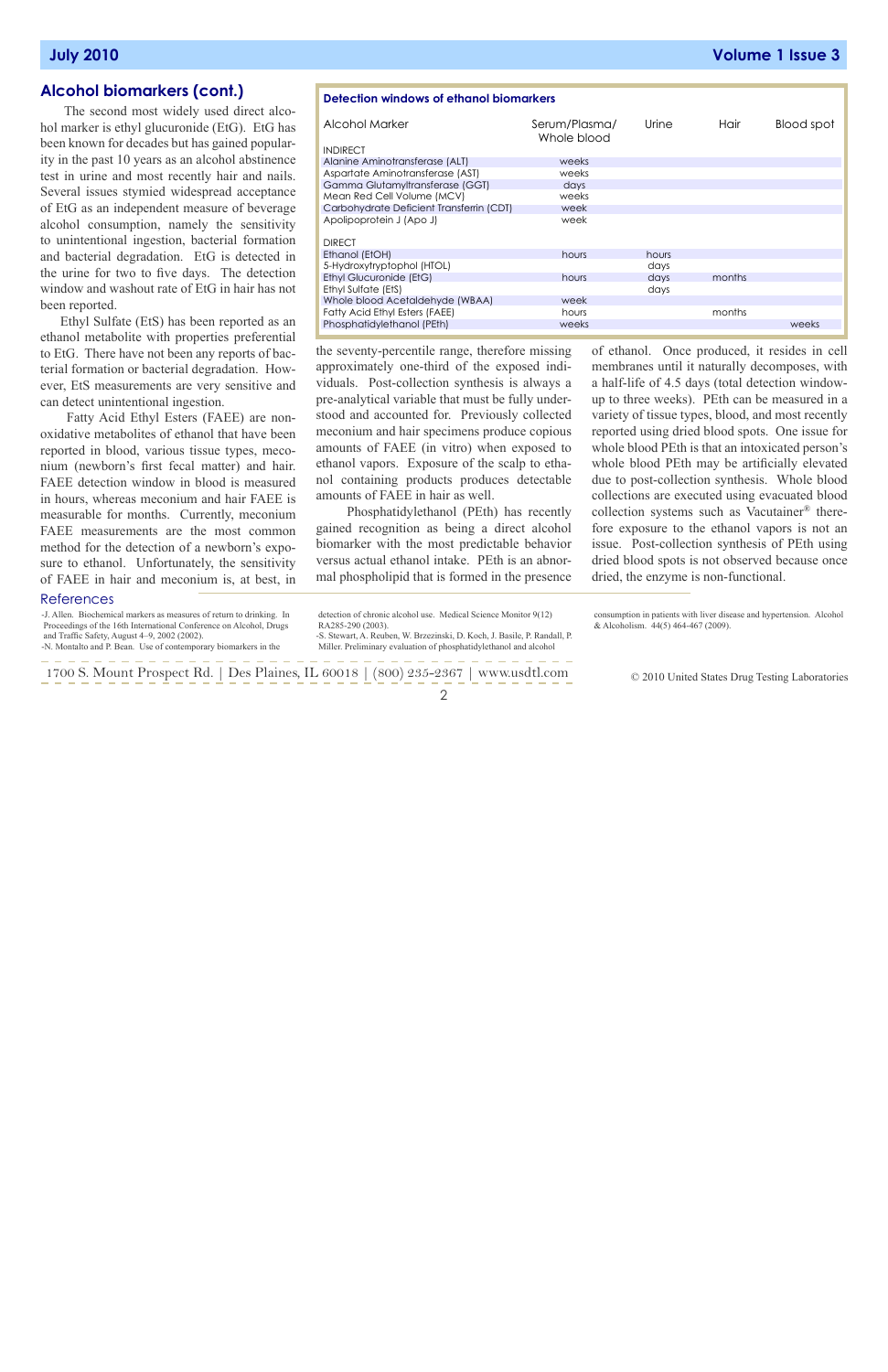## Alcohol biomarkers (cont.)

The second most widely used direct alcohol marker is ethyl glucuronide (EtG). EtG has been known for decades but has gained popularity in the past 10 years as an alcohol abstinence test in urine and most recently hair and nails. Several issues stymied widespread acceptance of EtG as an independent measure of beverage alcohol consumption, namely the sensitivity to unintentional ingestion, bacterial formation and bacterial degradation. EtG is detected in the urine for two to five days. The detection window and washout rate of EtG in hair has not been reported.

Ethyl Sulfate (EtS) has been reported as an ethanol metabolite with properties preferential to EtG. There have not been any reports of bacterial formation or bacterial degradation. However, EtS measurements are very sensitive and can detect unintentional ingestion.

Fatty Acid Ethyl Esters (FAEE) are nonoxidative metabolites of ethanol that have been reported in blood, various tissue types, meconium (newborn's first fecal matter) and hair. FAEE detection window in blood is measured in hours, whereas meconium and hair FAEE is measurable for months. Currently, meconium FAEE measurements are the most common method for the detection of a newborn's exposure to ethanol. Unfortunately, the sensitivity of FAEE in hair and meconium is, at best, in the seventy-percentile range, therefore missing approximately one-third of the exposed individuals. Post-collection synthesis is always a pre-analytical variable that must be fully understood and accounted for. Previously collected meconium and hair specimens produce copious amounts of FAEE (in vitro) when exposed to ethanol vapors. Exposure of the scalp to ethanol containing products produces detectable amounts of FAEE in hair as well.

Phosphatidylethanol (PEth) has recently gained recognition as being a direct alcohol biomarker with the most predictable behavior versus actual ethanol intake. PEth is an abnormal phospholipid that is formed in the presence of ethanol. Once produced, it resides in cell membranes until it naturally decomposes, with a half-life of 4.5 days (total detection window-up to three weeks). PEth can be measured in a variety of tissue types, blood, and most recently reported using dried blood spots. One issue for whole blood PEth is that an intoxicated person's whole blood PEth may be artificially elevated due to post-collection synthesis. Whole blood collections are executed using evacuated blood collection systems such as Vacutainer® therefore exposure to the ethanol vapors is not an issue. Post-collection synthesis of PEth using dried blood spots is not observed because once dried, the enzyme is non-functional.

**Detection windows of ethanol biomarkers**

| Alcohol Marker | Serum/Plasma/ Whole blood | Urine | Hair | Blood spot |
|---|---|---|---|---|
| INDIRECT | | | | |
| Alanine Aminotransferase (ALT) | weeks | | | |
| Aspartate Aminotransferase (AST) | weeks | | | |
| Gamma Glutamyltransferase (GGT) | days | | | |
| Mean Red Cell Volume (MCV) | weeks | | | |
| Carbohydrate Deficient Transferrin (CDT) | week | | | |
| Apolipoprotein J (Apo J) | week | | | |
| DIRECT | | | | |
| Ethanol (EtOH) | hours | hours | | |
| 5-Hydroxytryptophol (HTOL) | | days | | |
| Ethyl Glucuronide (EtG) | hours | days | months | |
| Ethyl Sulfate (EtS) | | days | | |
| Whole blood Acetaldehyde (WBAA) | week | | | |
| Fatty Acid Ethyl Esters (FAEE) | hours | | months | |
| Phosphatidylethanol (PEth) | weeks | | | weeks |

### References

-J. Allen. Biochemical markers as measures of return to drinking. In Proceedings of the 16th International Conference on Alcohol, Drugs and Traffic Safety, August 4–9, 2002 (2002).
-N. Montalto and P. Bean. Use of contemporary biomarkers in the detection of chronic alcohol use. Medical Science Monitor 9(12) RA285-290 (2003).
-S. Stewart, A. Reuben, W. Brzezinski, D. Koch, J. Basile, P. Randall, P. Miller. Preliminary evaluation of phosphatidylethanol and alcohol consumption in patients with liver disease and hypertension. Alcohol & Alcoholism. 44(5) 464-467 (2009).

1700 S. Mount Prospect Rd. | Des Plaines, IL 60018 | (800) 235-2367 | www.usdtl.com

© 2010 United States Drug Testing Laboratories